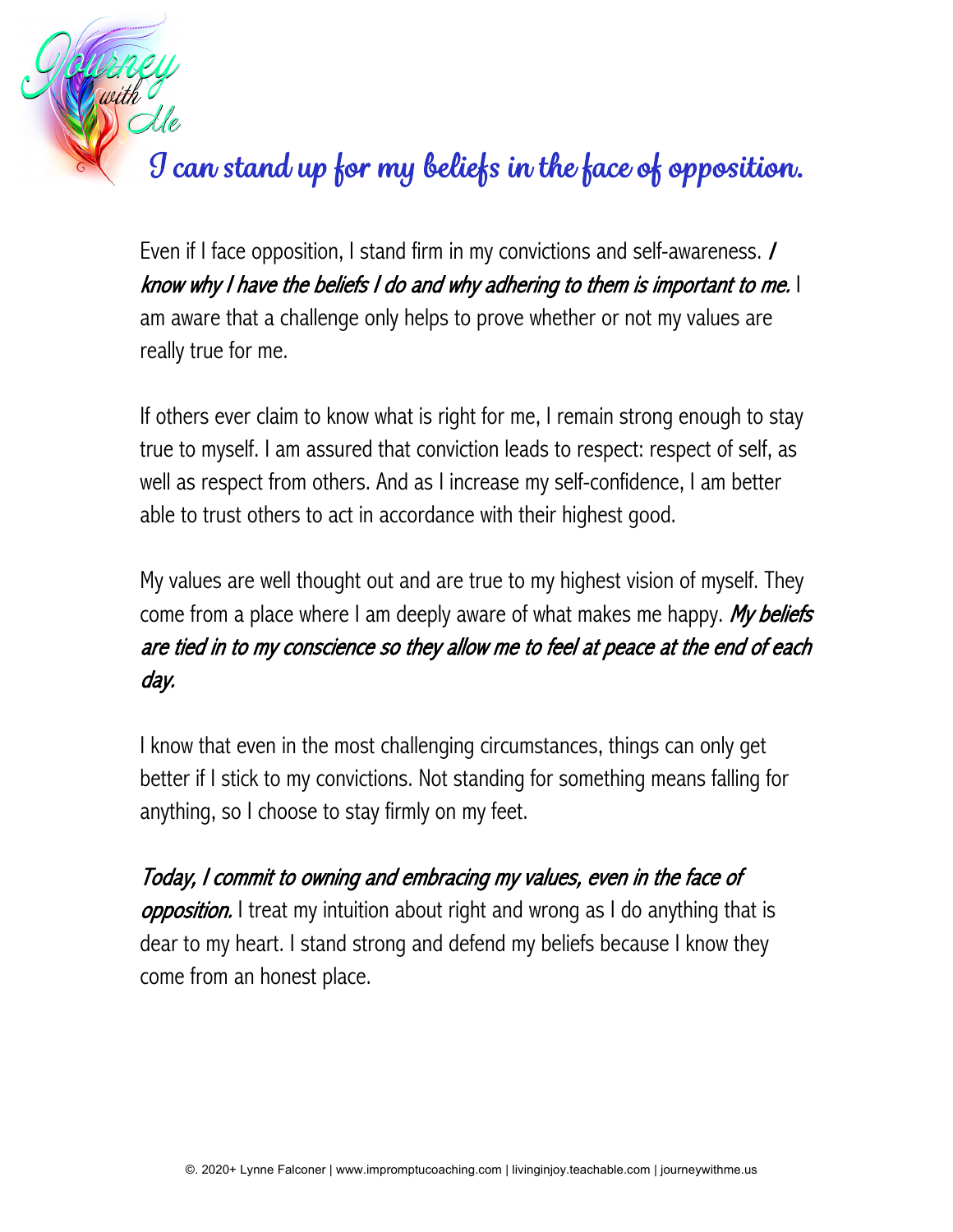# I can stand up for my beliefs in the face of opposition.

Even if I face opposition, I stand firm in my convictions and self-awareness. *I know why I have the beliefs I do and why adhering to them is important to me.* I am aware that a challenge only helps to prove whether or not my values are really true for me.

If others ever claim to know what is right for me, I remain strong enough to stay true to myself. I am assured that conviction leads to respect: respect of self, as well as respect from others. And as I increase my self-confidence, I am better able to trust others to act in accordance with their highest good.

My values are well thought out and are true to my highest vision of myself. They come from a place where I am deeply aware of what makes me happy. *My beliefs are tied in to my conscience so they allow me to feel at peace at the end of each day.*

I know that even in the most challenging circumstances, things can only get better if I stick to my convictions. Not standing for something means falling for anything, so I choose to stay firmly on my feet.

*Today, I commit to owning and embracing my values, even in the face of opposition.* I treat my intuition about right and wrong as I do anything that is dear to my heart. I stand strong and defend my beliefs because I know they come from an honest place.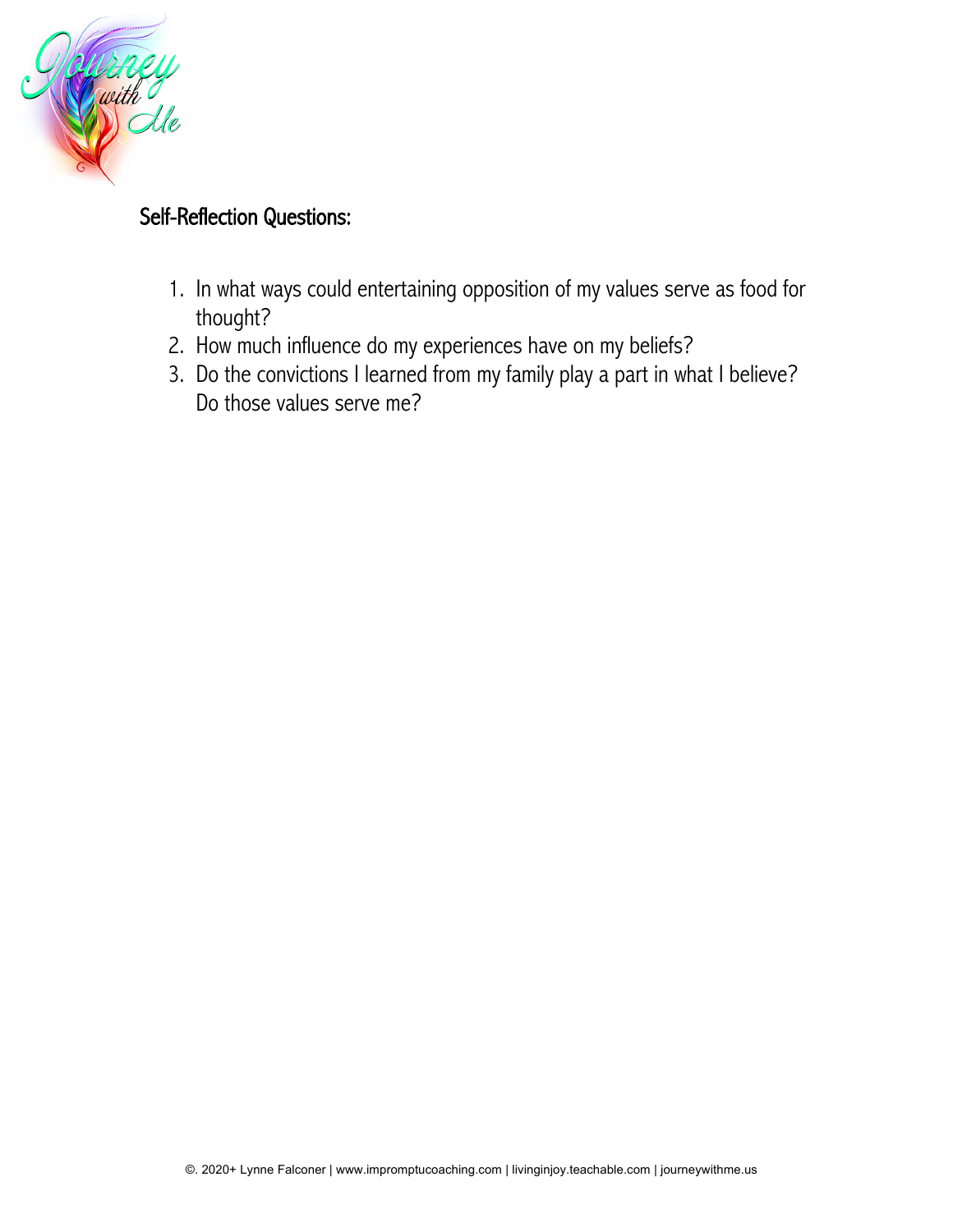## Self-Reflection Questions:

1. In what ways could entertaining opposition of my values serve as food for thought?
2. How much influence do my experiences have on my beliefs?
3. Do the convictions I learned from my family play a part in what I believe? Do those values serve me?